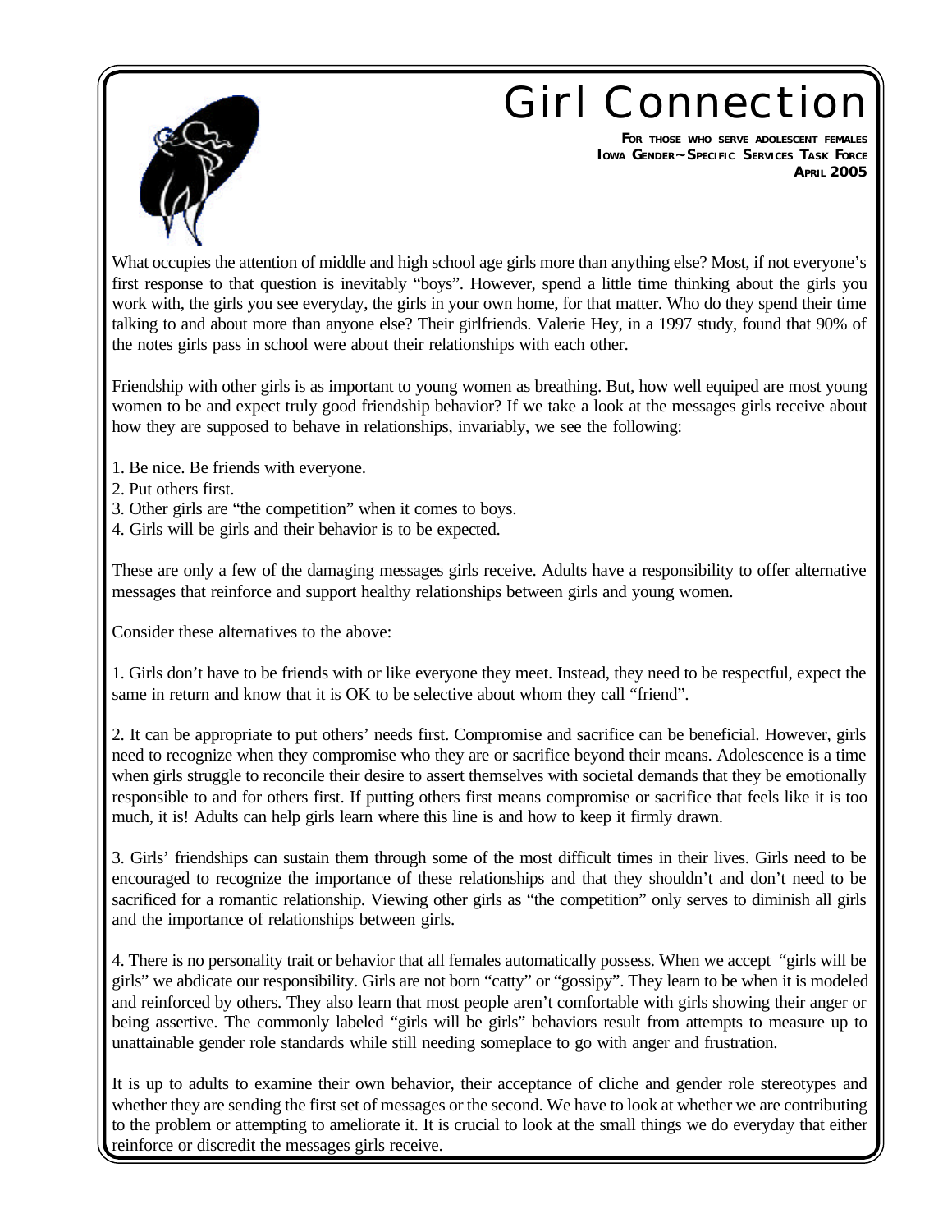# Girl Connection

**For those who serve adolescent females**
**Iowa Gender~Specific Services Task Force**
**April 2005**

What occupies the attention of middle and high school age girls more than anything else? Most, if not everyone's first response to that question is inevitably "boys". However, spend a little time thinking about the girls you work with, the girls you see everyday, the girls in your own home, for that matter. Who do they spend their time talking to and about more than anyone else? Their girlfriends. Valerie Hey, in a 1997 study, found that 90% of the notes girls pass in school were about their relationships with each other.

Friendship with other girls is as important to young women as breathing. But, how well equiped are most young women to be and expect truly good friendship behavior? If we take a look at the messages girls receive about how they are supposed to behave in relationships, invariably, we see the following:

1. Be nice. Be friends with everyone.
2. Put others first.
3. Other girls are "the competition" when it comes to boys.
4. Girls will be girls and their behavior is to be expected.

These are only a few of the damaging messages girls receive. Adults have a responsibility to offer alternative messages that reinforce and support healthy relationships between girls and young women.

Consider these alternatives to the above:

1. Girls don't have to be friends with or like everyone they meet. Instead, they need to be respectful, expect the same in return and know that it is OK to be selective about whom they call "friend".

2. It can be appropriate to put others' needs first. Compromise and sacrifice can be beneficial. However, girls need to recognize when they compromise who they are or sacrifice beyond their means. Adolescence is a time when girls struggle to reconcile their desire to assert themselves with societal demands that they be emotionally responsible to and for others first. If putting others first means compromise or sacrifice that feels like it is too much, it is! Adults can help girls learn where this line is and how to keep it firmly drawn.

3. Girls' friendships can sustain them through some of the most difficult times in their lives. Girls need to be encouraged to recognize the importance of these relationships and that they shouldn't and don't need to be sacrificed for a romantic relationship. Viewing other girls as "the competition" only serves to diminish all girls and the importance of relationships between girls.

4. There is no personality trait or behavior that all females automatically possess. When we accept "girls will be girls" we abdicate our responsibility. Girls are not born "catty" or "gossipy". They learn to be when it is modeled and reinforced by others. They also learn that most people aren't comfortable with girls showing their anger or being assertive. The commonly labeled "girls will be girls" behaviors result from attempts to measure up to unattainable gender role standards while still needing someplace to go with anger and frustration.

It is up to adults to examine their own behavior, their acceptance of cliche and gender role stereotypes and whether they are sending the first set of messages or the second. We have to look at whether we are contributing to the problem or attempting to ameliorate it. It is crucial to look at the small things we do everyday that either reinforce or discredit the messages girls receive.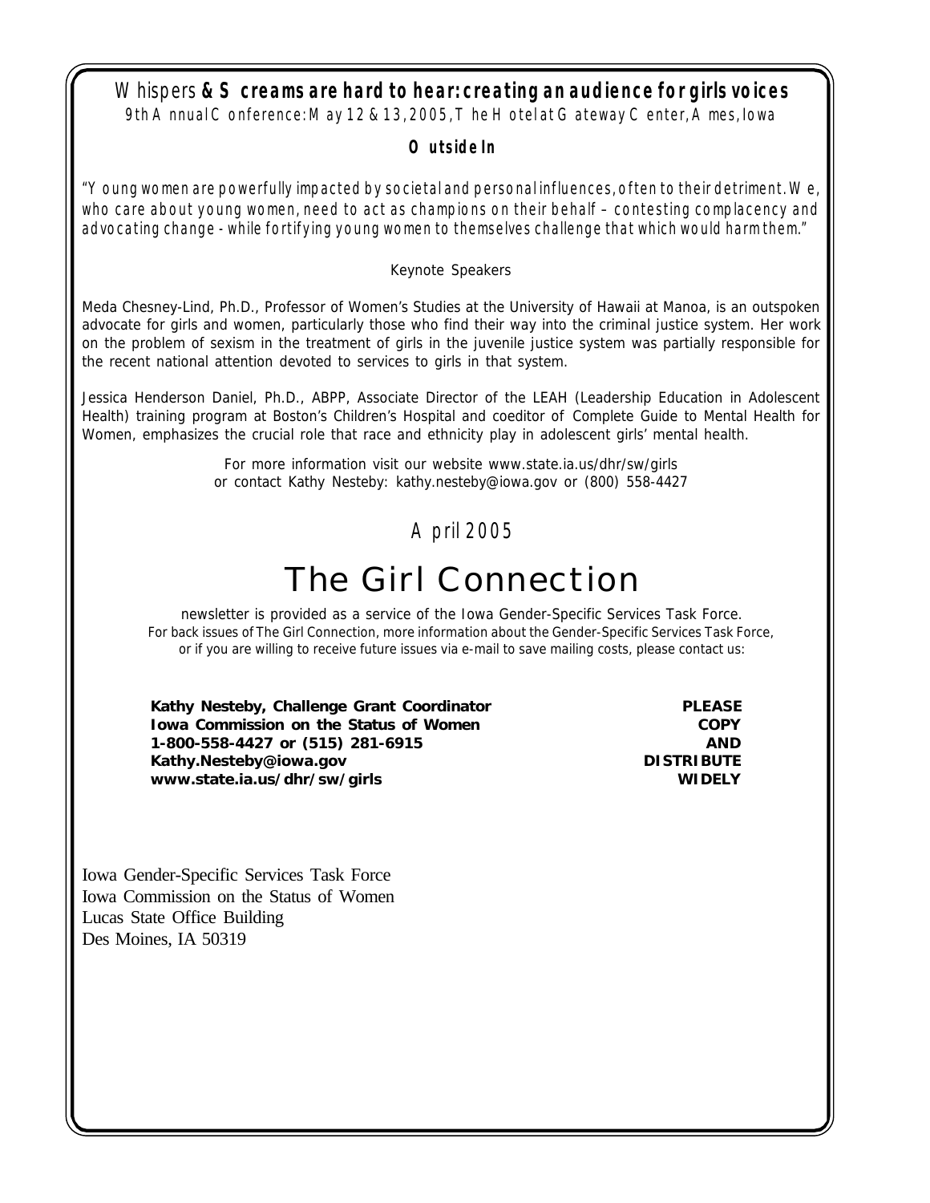## Whispers **& Screams are hard to hear: creating an audience for girls voices**

9th Annual Conference: May 12 & 13, 2005, The Hotel at Gateway Center, Ames, Iowa

**Outside In**

"Young women are powerfully impacted by societal and personal influences, often to their detriment. We, who care about young women, need to act as champions on their behalf – contesting complacency and advocating change - while fortifying young women to themselves challenge that which would harm them."

Keynote Speakers

Meda Chesney-Lind, Ph.D., Professor of Women's Studies at the University of Hawaii at Manoa, is an outspoken advocate for girls and women, particularly those who find their way into the criminal justice system. Her work on the problem of sexism in the treatment of girls in the juvenile justice system was partially responsible for the recent national attention devoted to services to girls in that system.

Jessica Henderson Daniel, Ph.D., ABPP, Associate Director of the LEAH (Leadership Education in Adolescent Health) training program at Boston's Children's Hospital and coeditor of Complete Guide to Mental Health for Women, emphasizes the crucial role that race and ethnicity play in adolescent girls' mental health.

For more information visit our website www.state.ia.us/dhr/sw/girls
or contact Kathy Nesteby: kathy.nesteby@iowa.gov or (800) 558-4427

April 2005

# The Girl Connection

newsletter is provided as a service of the Iowa Gender-Specific Services Task Force.
For back issues of The Girl Connection, more information about the Gender-Specific Services Task Force, or if you are willing to receive future issues via e-mail to save mailing costs, please contact us:

**Kathy Nesteby, Challenge Grant Coordinator**
**Iowa Commission on the Status of Women**
**1-800-558-4427 or (515) 281-6915**
**Kathy.Nesteby@iowa.gov**
**www.state.ia.us/dhr/sw/girls**

**PLEASE COPY AND DISTRIBUTE WIDELY**

Iowa Gender-Specific Services Task Force
Iowa Commission on the Status of Women
Lucas State Office Building
Des Moines, IA 50319